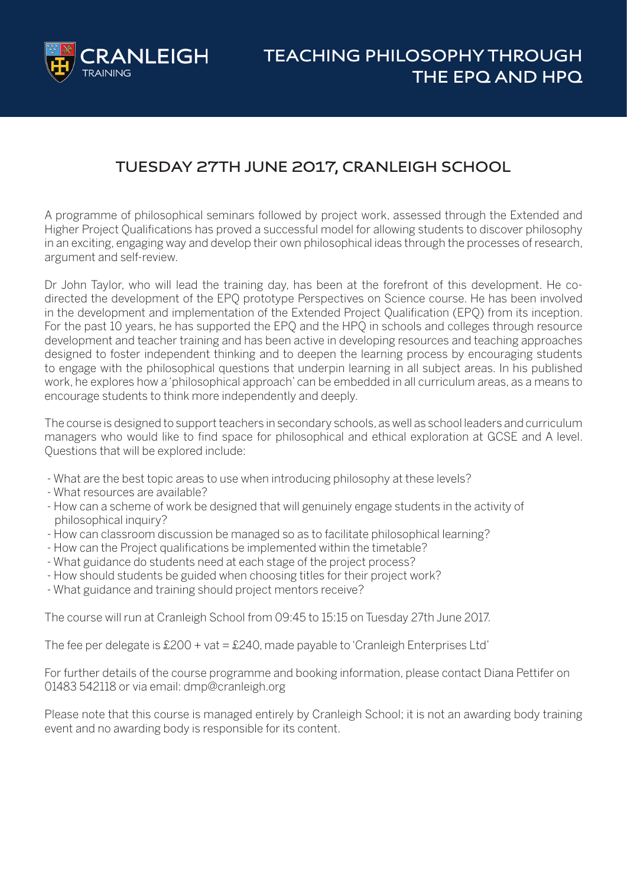CRANLEIGH
TRAINING

# TEACHING PHILOSOPHY THROUGH THE EPQ AND HPQ

## TUESDAY 27TH JUNE 2017, CRANLEIGH SCHOOL

A programme of philosophical seminars followed by project work, assessed through the Extended and Higher Project Qualifications has proved a successful model for allowing students to discover philosophy in an exciting, engaging way and develop their own philosophical ideas through the processes of research, argument and self-review.

Dr John Taylor, who will lead the training day, has been at the forefront of this development. He co-directed the development of the EPQ prototype Perspectives on Science course. He has been involved in the development and implementation of the Extended Project Qualification (EPQ) from its inception. For the past 10 years, he has supported the EPQ and the HPQ in schools and colleges through resource development and teacher training and has been active in developing resources and teaching approaches designed to foster independent thinking and to deepen the learning process by encouraging students to engage with the philosophical questions that underpin learning in all subject areas. In his published work, he explores how a 'philosophical approach' can be embedded in all curriculum areas, as a means to encourage students to think more independently and deeply.

The course is designed to support teachers in secondary schools, as well as school leaders and curriculum managers who would like to find space for philosophical and ethical exploration at GCSE and A level. Questions that will be explored include:

- What are the best topic areas to use when introducing philosophy at these levels?
- What resources are available?
- How can a scheme of work be designed that will genuinely engage students in the activity of philosophical inquiry?
- How can classroom discussion be managed so as to facilitate philosophical learning?
- How can the Project qualifications be implemented within the timetable?
- What guidance do students need at each stage of the project process?
- How should students be guided when choosing titles for their project work?
- What guidance and training should project mentors receive?

The course will run at Cranleigh School from 09:45 to 15:15 on Tuesday 27th June 2017.

The fee per delegate is £200 + vat = £240, made payable to 'Cranleigh Enterprises Ltd'

For further details of the course programme and booking information, please contact Diana Pettifer on 01483 542118 or via email: dmp@cranleigh.org

Please note that this course is managed entirely by Cranleigh School; it is not an awarding body training event and no awarding body is responsible for its content.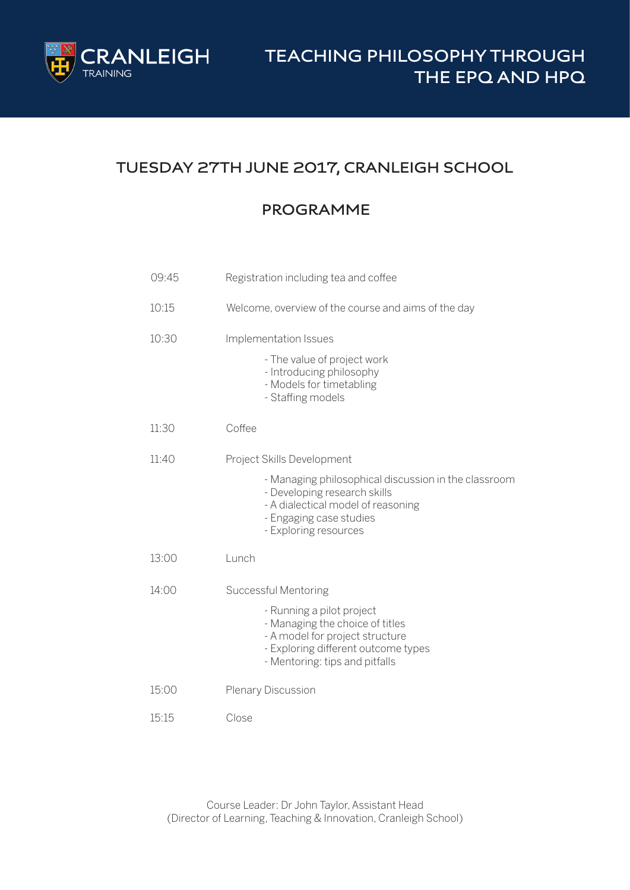CRANLEIGH
TRAINING

# TEACHING PHILOSOPHY THROUGH THE EPQ AND HPQ

## TUESDAY 27TH JUNE 2017, CRANLEIGH SCHOOL

## PROGRAMME

| | |
|---|---|
| 09:45 | Registration including tea and coffee |
| 10:15 | Welcome, overview of the course and aims of the day |
| 10:30 | Implementation Issues<br>- The value of project work<br>- Introducing philosophy<br>- Models for timetabling<br>- Staffing models |
| 11:30 | Coffee |
| 11:40 | Project Skills Development<br>- Managing philosophical discussion in the classroom<br>- Developing research skills<br>- A dialectical model of reasoning<br>- Engaging case studies<br>- Exploring resources |
| 13:00 | Lunch |
| 14:00 | Successful Mentoring<br>- Running a pilot project<br>- Managing the choice of titles<br>- A model for project structure<br>- Exploring different outcome types<br>- Mentoring: tips and pitfalls |
| 15:00 | Plenary Discussion |
| 15:15 | Close |

Course Leader: Dr John Taylor, Assistant Head
(Director of Learning, Teaching & Innovation, Cranleigh School)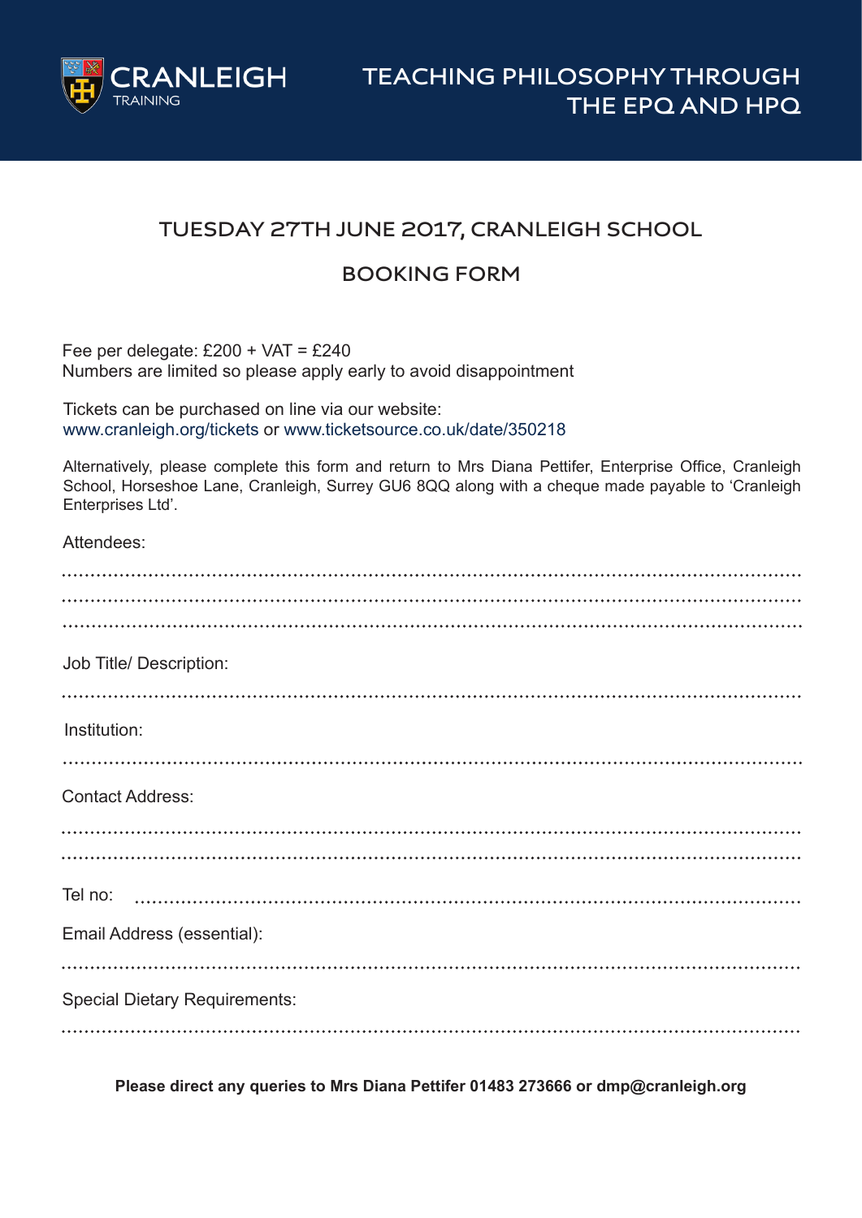CRANLEIGH
TRAINING

# TEACHING PHILOSOPHY THROUGH THE EPQ AND HPQ

## TUESDAY 27TH JUNE 2017, CRANLEIGH SCHOOL

## BOOKING FORM

Fee per delegate: £200 + VAT = £240
Numbers are limited so please apply early to avoid disappointment

Tickets can be purchased on line via our website:
www.cranleigh.org/tickets or www.ticketsource.co.uk/date/350218

Alternatively, please complete this form and return to Mrs Diana Pettifer, Enterprise Office, Cranleigh School, Horseshoe Lane, Cranleigh, Surrey GU6 8QQ along with a cheque made payable to 'Cranleigh Enterprises Ltd'.

Attendees:

..........................................................................................................................................

..........................................................................................................................................

..........................................................................................................................................

Job Title/ Description:

..........................................................................................................................................

Institution:

..........................................................................................................................................

Contact Address:

..........................................................................................................................................

..........................................................................................................................................

Tel no: ..........................................................................................................................

Email Address (essential):

..........................................................................................................................................

Special Dietary Requirements:

..........................................................................................................................................

**Please direct any queries to Mrs Diana Pettifer 01483 273666 or dmp@cranleigh.org**